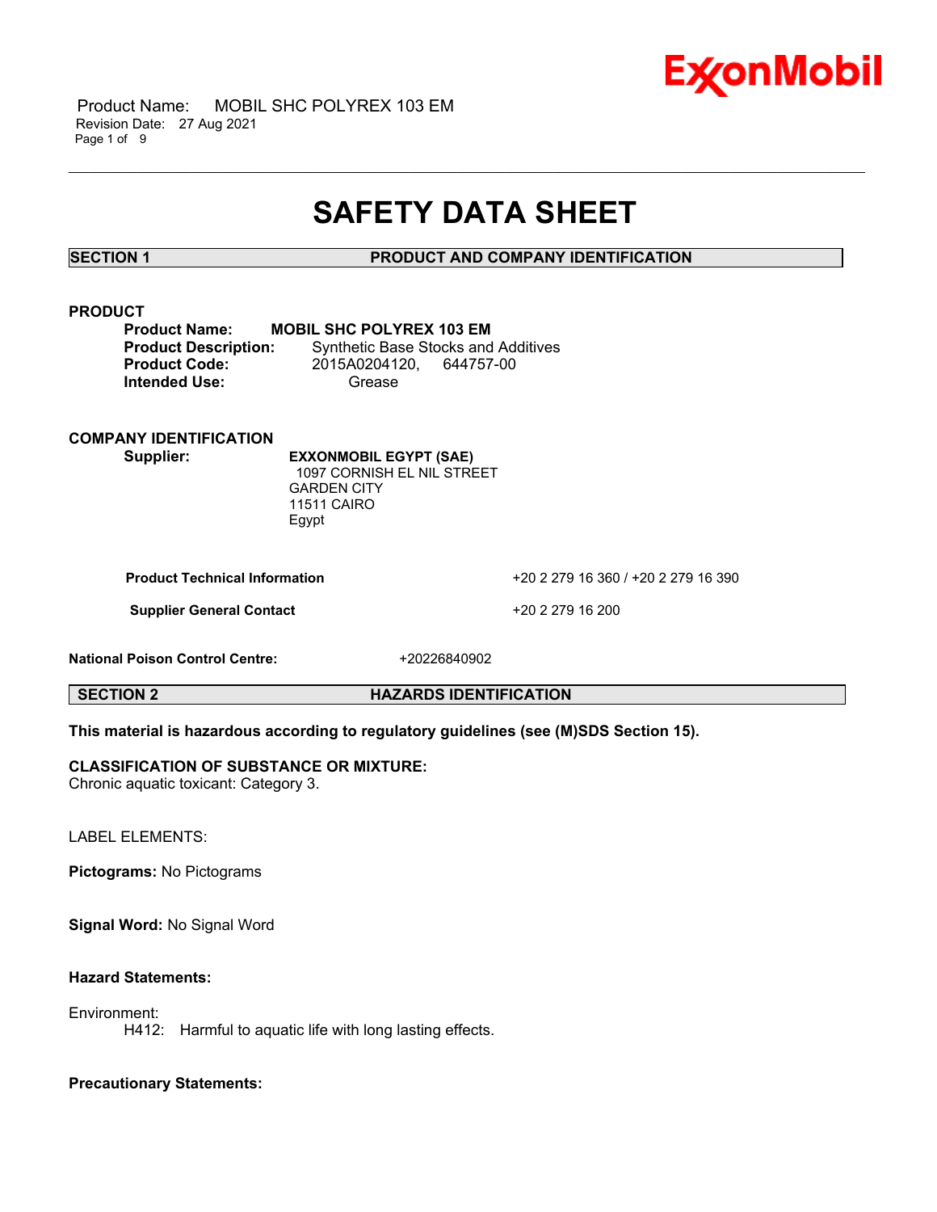# SAFETY DATA SHEET

## SECTION 1 PRODUCT AND COMPANY IDENTIFICATION

### PRODUCT

**Product Name:** **MOBIL SHC POLYREX 103 EM**
**Product Description:** Synthetic Base Stocks and Additives
**Product Code:** 2015A0204120, 644757-00
**Intended Use:** Grease

### COMPANY IDENTIFICATION

**Supplier:** **EXXONMOBIL EGYPT (SAE)**
1097 CORNISH EL NIL STREET
GARDEN CITY
11511 CAIRO
Egypt

| | |
|---|---|
| **Product Technical Information** | +20 2 279 16 360 / +20 2 279 16 390 |
| **Supplier General Contact** | +20 2 279 16 200 |

**National Poison Control Centre:** +20226840902

## SECTION 2 HAZARDS IDENTIFICATION

**This material is hazardous according to regulatory guidelines (see (M)SDS Section 15).**

**CLASSIFICATION OF SUBSTANCE OR MIXTURE:**
Chronic aquatic toxicant: Category 3.

LABEL ELEMENTS:

**Pictograms:** No Pictograms

**Signal Word:** No Signal Word

**Hazard Statements:**

Environment:
H412: Harmful to aquatic life with long lasting effects.

**Precautionary Statements:**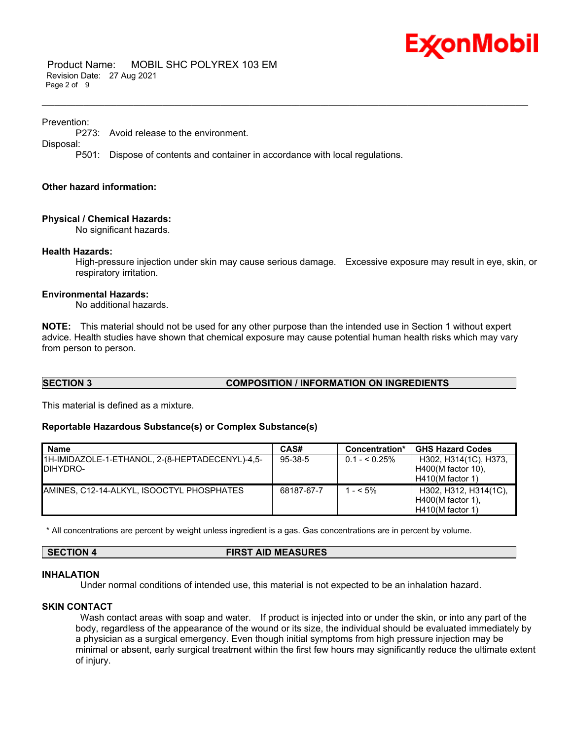Prevention:

P273: Avoid release to the environment.

Disposal:

P501: Dispose of contents and container in accordance with local regulations.

**Other hazard information:**

**Physical / Chemical Hazards:**

No significant hazards.

**Health Hazards:**

High-pressure injection under skin may cause serious damage. Excessive exposure may result in eye, skin, or respiratory irritation.

**Environmental Hazards:**

No additional hazards.

**NOTE:** This material should not be used for any other purpose than the intended use in Section 1 without expert advice. Health studies have shown that chemical exposure may cause potential human health risks which may vary from person to person.

## SECTION 3 COMPOSITION / INFORMATION ON INGREDIENTS

This material is defined as a mixture.

**Reportable Hazardous Substance(s) or Complex Substance(s)**

| Name | CAS# | Concentration* | GHS Hazard Codes |
|---|---|---|---|
| 1H-IMIDAZOLE-1-ETHANOL, 2-(8-HEPTADECENYL)-4,5-DIHYDRO- | 95-38-5 | 0.1 - < 0.25% | H302, H314(1C), H373, H400(M factor 10), H410(M factor 1) |
| AMINES, C12-14-ALKYL, ISOOCTYL PHOSPHATES | 68187-67-7 | 1 - < 5% | H302, H312, H314(1C), H400(M factor 1), H410(M factor 1) |

* All concentrations are percent by weight unless ingredient is a gas. Gas concentrations are in percent by volume.

## SECTION 4 FIRST AID MEASURES

### INHALATION

Under normal conditions of intended use, this material is not expected to be an inhalation hazard.

### SKIN CONTACT

Wash contact areas with soap and water. If product is injected into or under the skin, or into any part of the body, regardless of the appearance of the wound or its size, the individual should be evaluated immediately by a physician as a surgical emergency. Even though initial symptoms from high pressure injection may be minimal or absent, early surgical treatment within the first few hours may significantly reduce the ultimate extent of injury.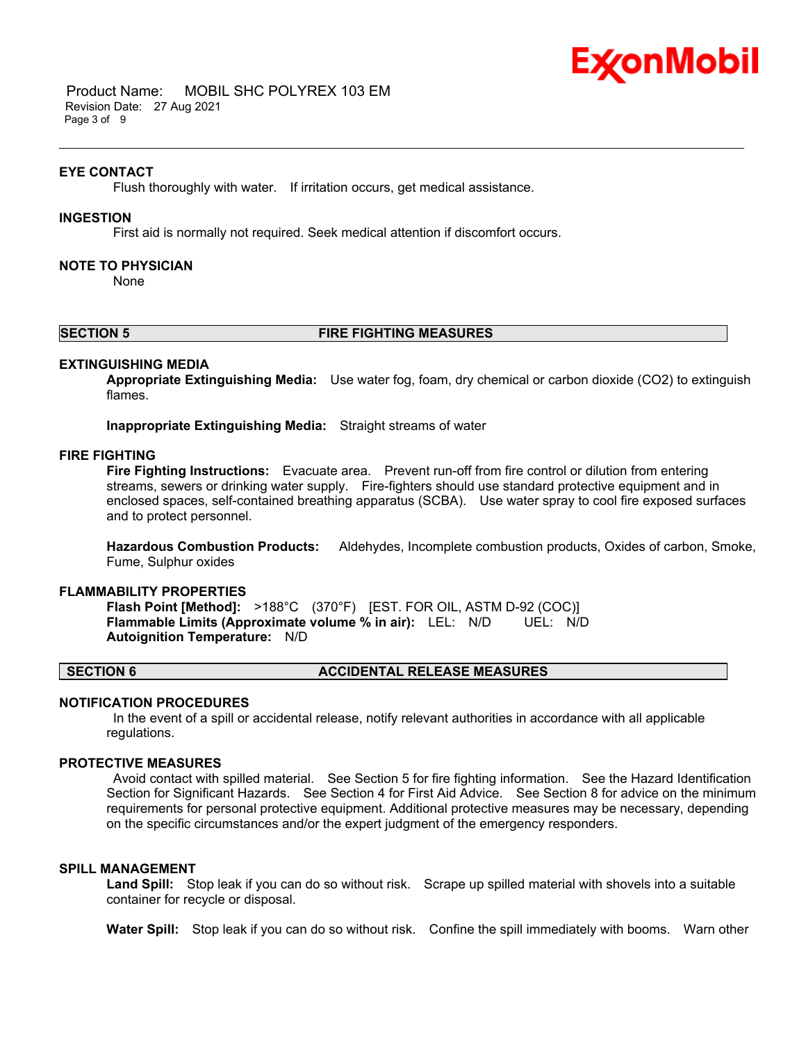### EYE CONTACT

Flush thoroughly with water. If irritation occurs, get medical assistance.

### INGESTION

First aid is normally not required. Seek medical attention if discomfort occurs.

### NOTE TO PHYSICIAN

None

## SECTION 5 FIRE FIGHTING MEASURES

### EXTINGUISHING MEDIA

**Appropriate Extinguishing Media:** Use water fog, foam, dry chemical or carbon dioxide ($CO_2$) to extinguish flames.

**Inappropriate Extinguishing Media:** Straight streams of water

### FIRE FIGHTING

**Fire Fighting Instructions:** Evacuate area. Prevent run-off from fire control or dilution from entering streams, sewers or drinking water supply. Fire-fighters should use standard protective equipment and in enclosed spaces, self-contained breathing apparatus (SCBA). Use water spray to cool fire exposed surfaces and to protect personnel.

**Hazardous Combustion Products:** Aldehydes, Incomplete combustion products, Oxides of carbon, Smoke, Fume, Sulphur oxides

### FLAMMABILITY PROPERTIES

**Flash Point [Method]:** >188°C (370°F) [EST. FOR OIL, ASTM D-92 (COC)]
**Flammable Limits (Approximate volume % in air):** LEL: N/D UEL: N/D
**Autoignition Temperature:** N/D

## SECTION 6 ACCIDENTAL RELEASE MEASURES

### NOTIFICATION PROCEDURES

In the event of a spill or accidental release, notify relevant authorities in accordance with all applicable regulations.

### PROTECTIVE MEASURES

Avoid contact with spilled material. See Section 5 for fire fighting information. See the Hazard Identification Section for Significant Hazards. See Section 4 for First Aid Advice. See Section 8 for advice on the minimum requirements for personal protective equipment. Additional protective measures may be necessary, depending on the specific circumstances and/or the expert judgment of the emergency responders.

### SPILL MANAGEMENT

**Land Spill:** Stop leak if you can do so without risk. Scrape up spilled material with shovels into a suitable container for recycle or disposal.

**Water Spill:** Stop leak if you can do so without risk. Confine the spill immediately with booms. Warn other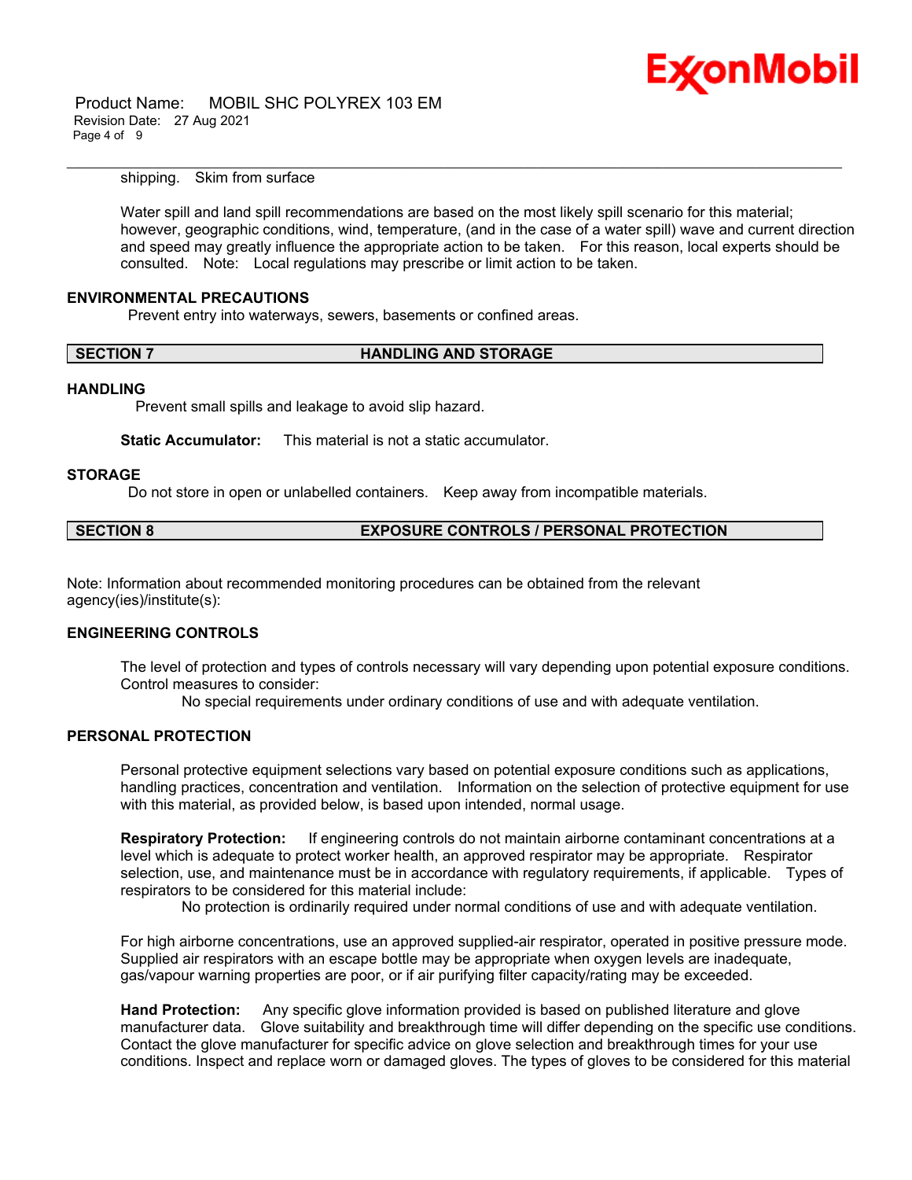shipping.  Skim from surface

Water spill and land spill recommendations are based on the most likely spill scenario for this material; however, geographic conditions, wind, temperature, (and in the case of a water spill) wave and current direction and speed may greatly influence the appropriate action to be taken.  For this reason, local experts should be consulted.  Note:  Local regulations may prescribe or limit action to be taken.

### ENVIRONMENTAL PRECAUTIONS

Prevent entry into waterways, sewers, basements or confined areas.

## SECTION 7 HANDLING AND STORAGE

### HANDLING

Prevent small spills and leakage to avoid slip hazard.

**Static Accumulator:** This material is not a static accumulator.

### STORAGE

Do not store in open or unlabelled containers.  Keep away from incompatible materials.

## SECTION 8 EXPOSURE CONTROLS / PERSONAL PROTECTION

Note: Information about recommended monitoring procedures can be obtained from the relevant agency(ies)/institute(s):

### ENGINEERING CONTROLS

The level of protection and types of controls necessary will vary depending upon potential exposure conditions. Control measures to consider:

No special requirements under ordinary conditions of use and with adequate ventilation.

### PERSONAL PROTECTION

Personal protective equipment selections vary based on potential exposure conditions such as applications, handling practices, concentration and ventilation.  Information on the selection of protective equipment for use with this material, as provided below, is based upon intended, normal usage.

**Respiratory Protection:** If engineering controls do not maintain airborne contaminant concentrations at a level which is adequate to protect worker health, an approved respirator may be appropriate.  Respirator selection, use, and maintenance must be in accordance with regulatory requirements, if applicable.  Types of respirators to be considered for this material include:

No protection is ordinarily required under normal conditions of use and with adequate ventilation.

For high airborne concentrations, use an approved supplied-air respirator, operated in positive pressure mode. Supplied air respirators with an escape bottle may be appropriate when oxygen levels are inadequate, gas/vapour warning properties are poor, or if air purifying filter capacity/rating may be exceeded.

**Hand Protection:** Any specific glove information provided is based on published literature and glove manufacturer data.  Glove suitability and breakthrough time will differ depending on the specific use conditions. Contact the glove manufacturer for specific advice on glove selection and breakthrough times for your use conditions. Inspect and replace worn or damaged gloves. The types of gloves to be considered for this material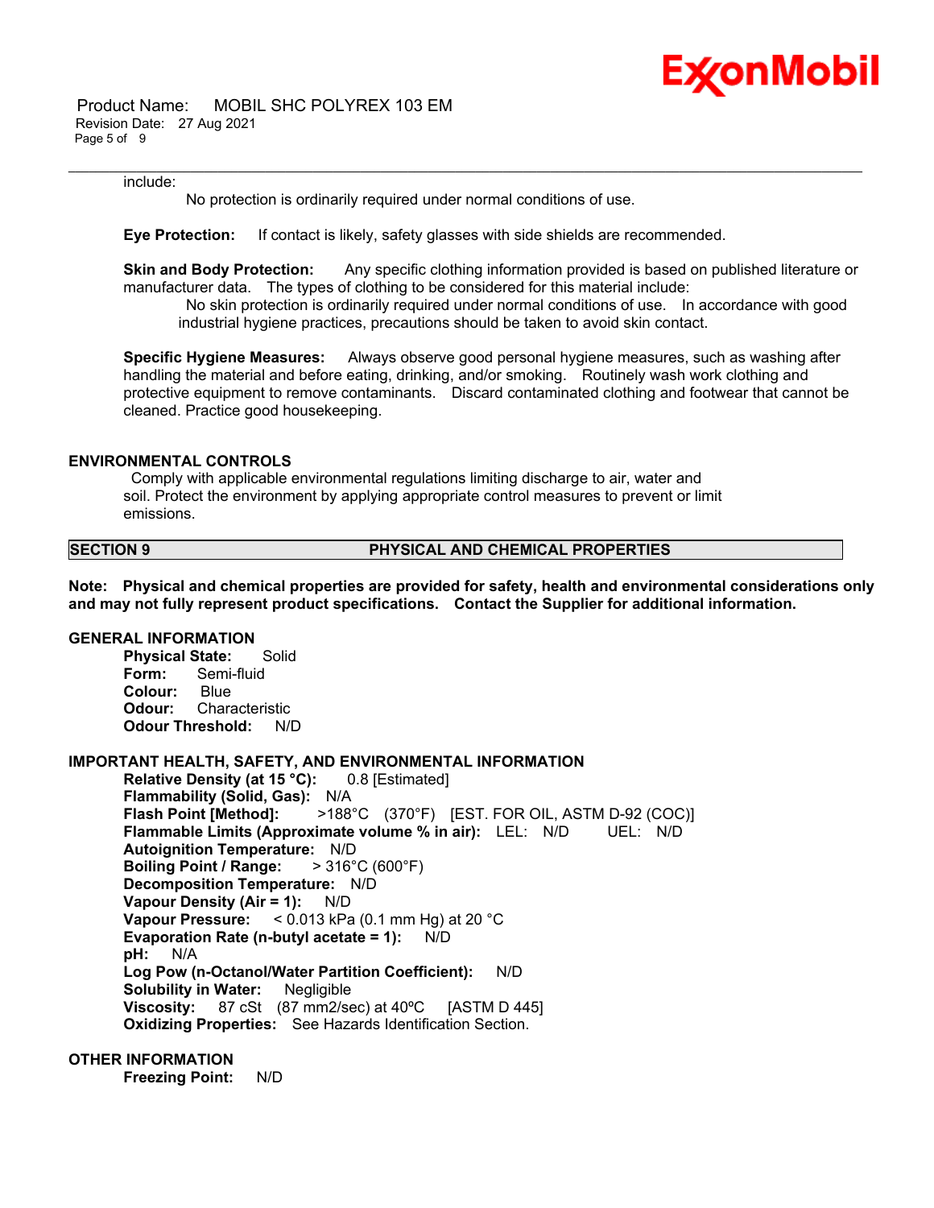include:

No protection is ordinarily required under normal conditions of use.

**Eye Protection:** If contact is likely, safety glasses with side shields are recommended.

**Skin and Body Protection:** Any specific clothing information provided is based on published literature or manufacturer data. The types of clothing to be considered for this material include:

No skin protection is ordinarily required under normal conditions of use. In accordance with good industrial hygiene practices, precautions should be taken to avoid skin contact.

**Specific Hygiene Measures:** Always observe good personal hygiene measures, such as washing after handling the material and before eating, drinking, and/or smoking. Routinely wash work clothing and protective equipment to remove contaminants. Discard contaminated clothing and footwear that cannot be cleaned. Practice good housekeeping.

### ENVIRONMENTAL CONTROLS

Comply with applicable environmental regulations limiting discharge to air, water and soil. Protect the environment by applying appropriate control measures to prevent or limit emissions.

## SECTION 9 PHYSICAL AND CHEMICAL PROPERTIES

**Note: Physical and chemical properties are provided for safety, health and environmental considerations only and may not fully represent product specifications. Contact the Supplier for additional information.**

### GENERAL INFORMATION

**Physical State:** Solid
**Form:** Semi-fluid
**Colour:** Blue
**Odour:** Characteristic
**Odour Threshold:** N/D

### IMPORTANT HEALTH, SAFETY, AND ENVIRONMENTAL INFORMATION

**Relative Density (at 15 °C):** 0.8 [Estimated]
**Flammability (Solid, Gas):** N/A
**Flash Point [Method]:** >188°C (370°F) [EST. FOR OIL, ASTM D-92 (COC)]
**Flammable Limits (Approximate volume % in air):** LEL: N/D UEL: N/D
**Autoignition Temperature:** N/D
**Boiling Point / Range:** > 316°C (600°F)
**Decomposition Temperature:** N/D
**Vapour Density (Air = 1):** N/D
**Vapour Pressure:** < 0.013 kPa (0.1 mm Hg) at 20 °C
**Evaporation Rate (n-butyl acetate = 1):** N/D
**pH:** N/A
**Log Pow (n-Octanol/Water Partition Coefficient):** N/D
**Solubility in Water:** Negligible
**Viscosity:** 87 cSt (87 mm2/sec) at 40ºC [ASTM D 445]
**Oxidizing Properties:** See Hazards Identification Section.

### OTHER INFORMATION

**Freezing Point:** N/D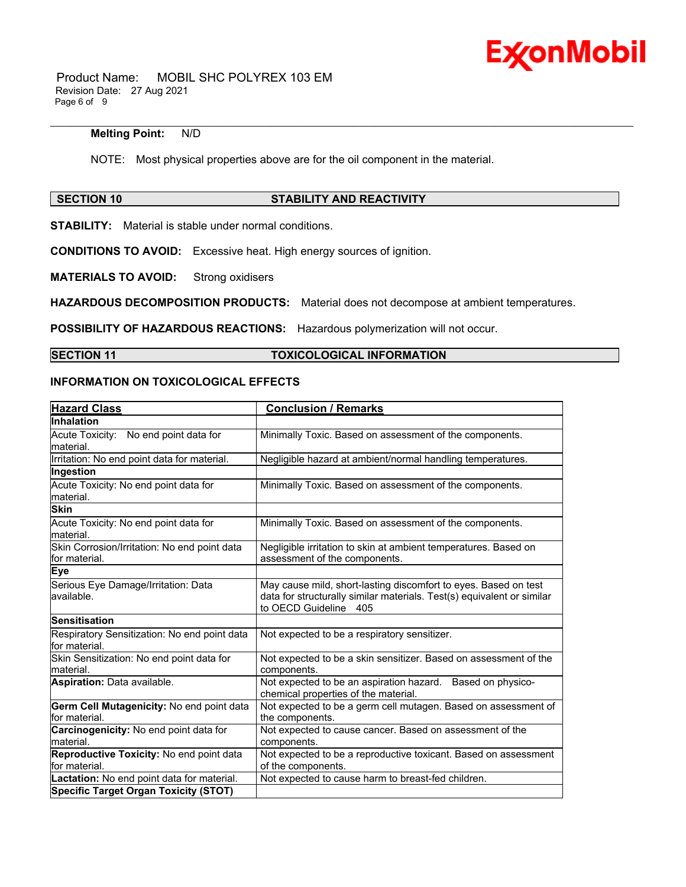**Melting Point:** N/D

NOTE: Most physical properties above are for the oil component in the material.

## SECTION 10 STABILITY AND REACTIVITY

**STABILITY:** Material is stable under normal conditions.

**CONDITIONS TO AVOID:** Excessive heat. High energy sources of ignition.

**MATERIALS TO AVOID:** Strong oxidisers

**HAZARDOUS DECOMPOSITION PRODUCTS:** Material does not decompose at ambient temperatures.

**POSSIBILITY OF HAZARDOUS REACTIONS:** Hazardous polymerization will not occur.

## SECTION 11 TOXICOLOGICAL INFORMATION

### INFORMATION ON TOXICOLOGICAL EFFECTS

| Hazard Class | Conclusion / Remarks |
|---|---|
| **Inhalation** | |
| Acute Toxicity: No end point data for material. | Minimally Toxic. Based on assessment of the components. |
| Irritation: No end point data for material. | Negligible hazard at ambient/normal handling temperatures. |
| **Ingestion** | |
| Acute Toxicity: No end point data for material. | Minimally Toxic. Based on assessment of the components. |
| **Skin** | |
| Acute Toxicity: No end point data for material. | Minimally Toxic. Based on assessment of the components. |
| Skin Corrosion/Irritation: No end point data for material. | Negligible irritation to skin at ambient temperatures. Based on assessment of the components. |
| **Eye** | |
| Serious Eye Damage/Irritation: Data available. | May cause mild, short-lasting discomfort to eyes. Based on test data for structurally similar materials. Test(s) equivalent or similar to OECD Guideline 405 |
| **Sensitisation** | |
| Respiratory Sensitization: No end point data for material. | Not expected to be a respiratory sensitizer. |
| Skin Sensitization: No end point data for material. | Not expected to be a skin sensitizer. Based on assessment of the components. |
| **Aspiration:** Data available. | Not expected to be an aspiration hazard. Based on physico-chemical properties of the material. |
| **Germ Cell Mutagenicity:** No end point data for material. | Not expected to be a germ cell mutagen. Based on assessment of the components. |
| **Carcinogenicity:** No end point data for material. | Not expected to cause cancer. Based on assessment of the components. |
| **Reproductive Toxicity:** No end point data for material. | Not expected to be a reproductive toxicant. Based on assessment of the components. |
| **Lactation:** No end point data for material. | Not expected to cause harm to breast-fed children. |
| **Specific Target Organ Toxicity (STOT)** | |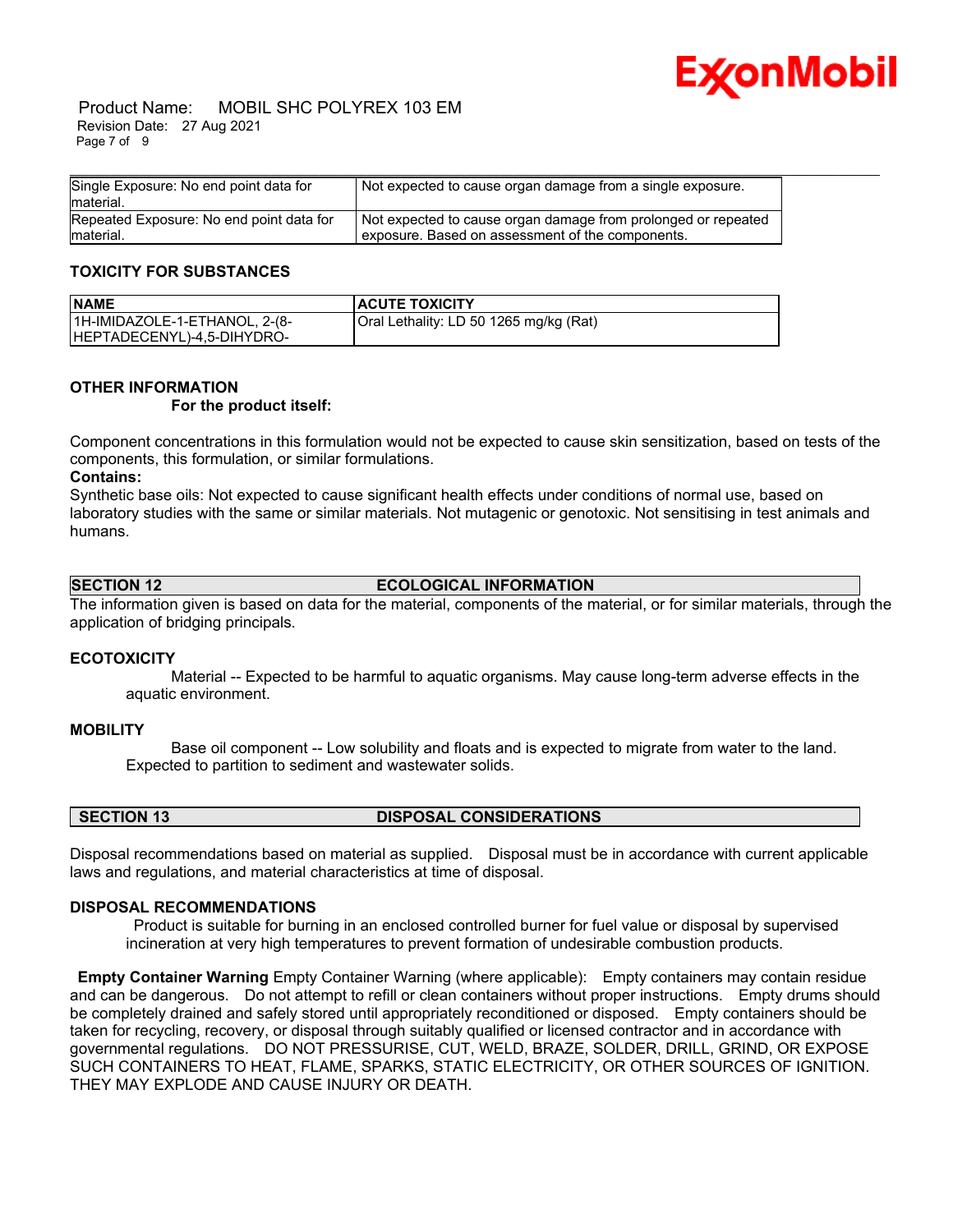| | |
|---|---|
| Single Exposure: No end point data for material. | Not expected to cause organ damage from a single exposure. |
| Repeated Exposure: No end point data for material. | Not expected to cause organ damage from prolonged or repeated exposure. Based on assessment of the components. |

### TOXICITY FOR SUBSTANCES

| NAME | ACUTE TOXICITY |
|---|---|
| 1H-IMIDAZOLE-1-ETHANOL, 2-(8-HEPTADECENYL)-4,5-DIHYDRO- | Oral Lethality: LD 50 1265 mg/kg (Rat) |

### OTHER INFORMATION

**For the product itself:**

Component concentrations in this formulation would not be expected to cause skin sensitization, based on tests of the components, this formulation, or similar formulations.

**Contains:**

Synthetic base oils: Not expected to cause significant health effects under conditions of normal use, based on laboratory studies with the same or similar materials. Not mutagenic or genotoxic. Not sensitising in test animals and humans.

## SECTION 12 ECOLOGICAL INFORMATION

The information given is based on data for the material, components of the material, or for similar materials, through the application of bridging principals.

### ECOTOXICITY

Material -- Expected to be harmful to aquatic organisms. May cause long-term adverse effects in the aquatic environment.

### MOBILITY

Base oil component -- Low solubility and floats and is expected to migrate from water to the land. Expected to partition to sediment and wastewater solids.

## SECTION 13 DISPOSAL CONSIDERATIONS

Disposal recommendations based on material as supplied. Disposal must be in accordance with current applicable laws and regulations, and material characteristics at time of disposal.

### DISPOSAL RECOMMENDATIONS

Product is suitable for burning in an enclosed controlled burner for fuel value or disposal by supervised incineration at very high temperatures to prevent formation of undesirable combustion products.

**Empty Container Warning** Empty Container Warning (where applicable): Empty containers may contain residue and can be dangerous. Do not attempt to refill or clean containers without proper instructions. Empty drums should be completely drained and safely stored until appropriately reconditioned or disposed. Empty containers should be taken for recycling, recovery, or disposal through suitably qualified or licensed contractor and in accordance with governmental regulations. DO NOT PRESSURISE, CUT, WELD, BRAZE, SOLDER, DRILL, GRIND, OR EXPOSE SUCH CONTAINERS TO HEAT, FLAME, SPARKS, STATIC ELECTRICITY, OR OTHER SOURCES OF IGNITION. THEY MAY EXPLODE AND CAUSE INJURY OR DEATH.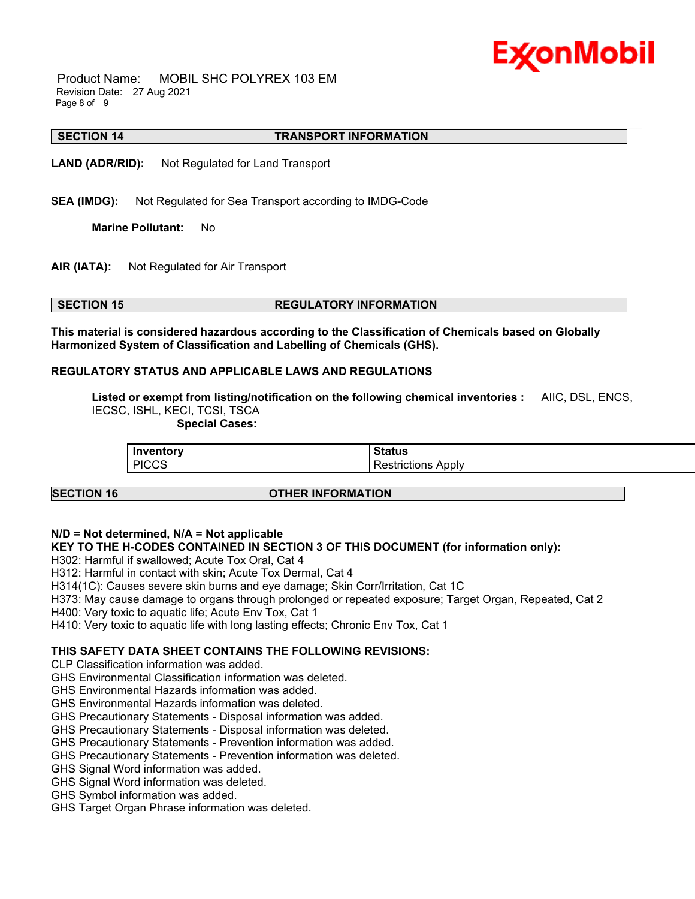## SECTION 14 TRANSPORT INFORMATION

**LAND (ADR/RID):** Not Regulated for Land Transport

**SEA (IMDG):** Not Regulated for Sea Transport according to IMDG-Code

**Marine Pollutant:** No

**AIR (IATA):** Not Regulated for Air Transport

## SECTION 15 REGULATORY INFORMATION

**This material is considered hazardous according to the Classification of Chemicals based on Globally Harmonized System of Classification and Labelling of Chemicals (GHS).**

**REGULATORY STATUS AND APPLICABLE LAWS AND REGULATIONS**

**Listed or exempt from listing/notification on the following chemical inventories :** AIIC, DSL, ENCS, IECSC, ISHL, KECI, TCSI, TSCA

**Special Cases:**

| Inventory | Status |
|---|---|
| PICCS | Restrictions Apply |

## SECTION 16 OTHER INFORMATION

**N/D = Not determined, N/A = Not applicable**

**KEY TO THE H-CODES CONTAINED IN SECTION 3 OF THIS DOCUMENT (for information only):**

H302: Harmful if swallowed; Acute Tox Oral, Cat 4
H312: Harmful in contact with skin; Acute Tox Dermal, Cat 4
H314(1C): Causes severe skin burns and eye damage; Skin Corr/Irritation, Cat 1C
H373: May cause damage to organs through prolonged or repeated exposure; Target Organ, Repeated, Cat 2
H400: Very toxic to aquatic life; Acute Env Tox, Cat 1
H410: Very toxic to aquatic life with long lasting effects; Chronic Env Tox, Cat 1

**THIS SAFETY DATA SHEET CONTAINS THE FOLLOWING REVISIONS:**

CLP Classification information was added.
GHS Environmental Classification information was deleted.
GHS Environmental Hazards information was added.
GHS Environmental Hazards information was deleted.
GHS Precautionary Statements - Disposal information was added.
GHS Precautionary Statements - Disposal information was deleted.
GHS Precautionary Statements - Prevention information was added.
GHS Precautionary Statements - Prevention information was deleted.
GHS Signal Word information was added.
GHS Signal Word information was deleted.
GHS Symbol information was added.
GHS Target Organ Phrase information was deleted.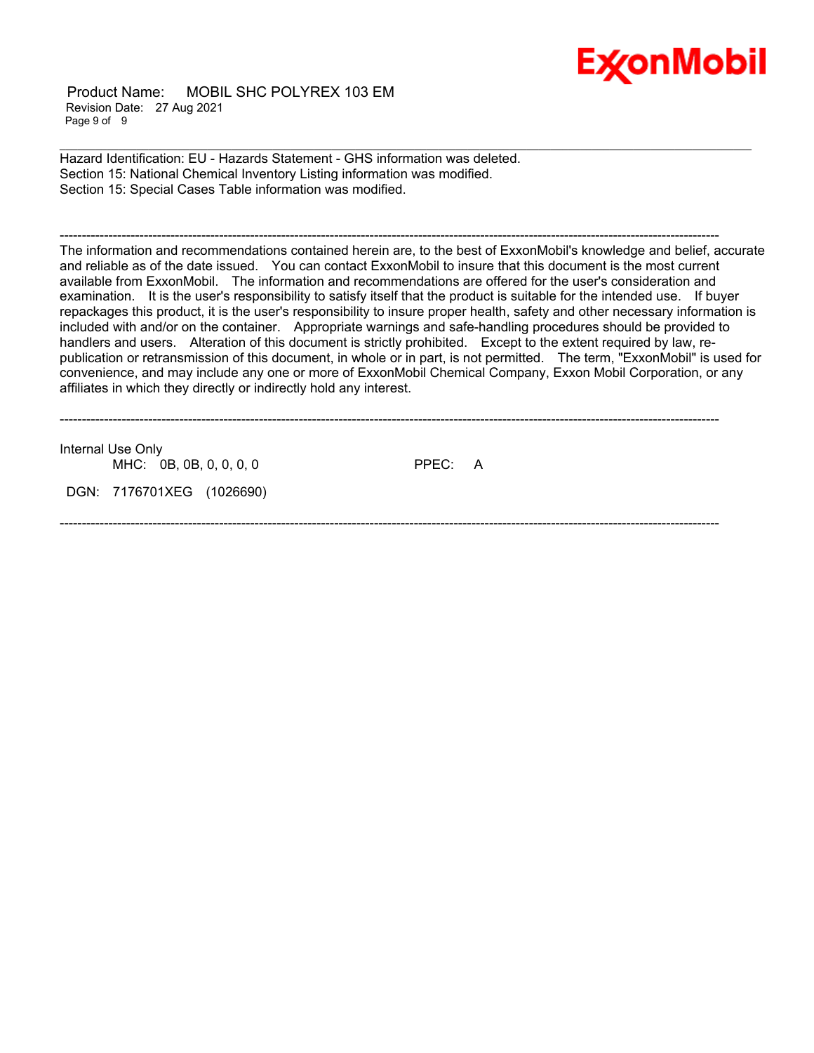Hazard Identification: EU - Hazards Statement - GHS information was deleted.
Section 15: National Chemical Inventory Listing information was modified.
Section 15: Special Cases Table information was modified.

-----------------------------------------------------------------------------------------------------------------------------------------------

The information and recommendations contained herein are, to the best of ExxonMobil's knowledge and belief, accurate and reliable as of the date issued. You can contact ExxonMobil to insure that this document is the most current available from ExxonMobil. The information and recommendations are offered for the user's consideration and examination. It is the user's responsibility to satisfy itself that the product is suitable for the intended use. If buyer repackages this product, it is the user's responsibility to insure proper health, safety and other necessary information is included with and/or on the container. Appropriate warnings and safe-handling procedures should be provided to handlers and users. Alteration of this document is strictly prohibited. Except to the extent required by law, re-publication or retransmission of this document, in whole or in part, is not permitted. The term, "ExxonMobil" is used for convenience, and may include any one or more of ExxonMobil Chemical Company, Exxon Mobil Corporation, or any affiliates in which they directly or indirectly hold any interest.

-----------------------------------------------------------------------------------------------------------------------------------------------

Internal Use Only
MHC: 0B, 0B, 0, 0, 0, 0 PPEC: A

DGN: 7176701XEG (1026690)

-----------------------------------------------------------------------------------------------------------------------------------------------